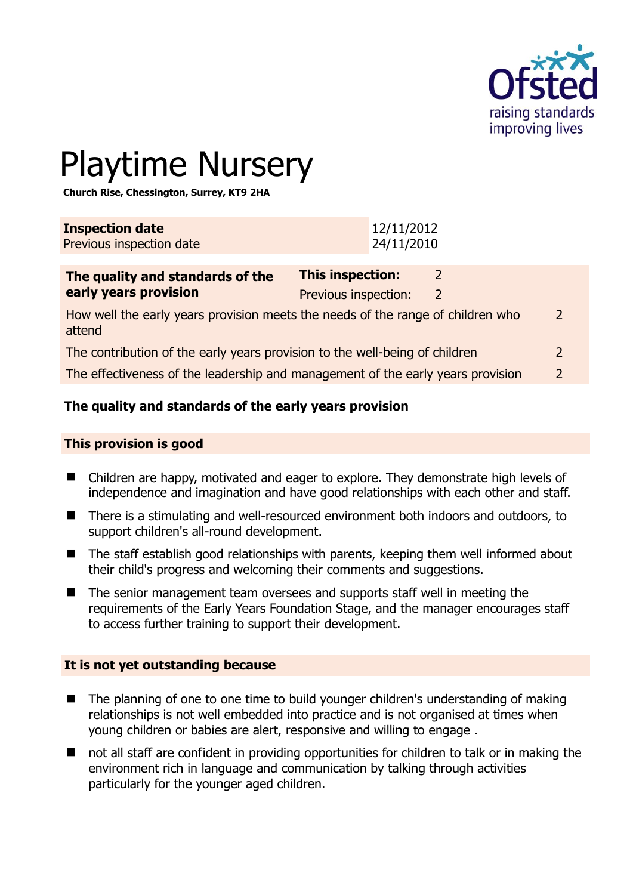# Playtime Nursery

**Church Rise, Chessington, Surrey, KT9 2HA**

| **Inspection date** | 12/11/2012 |
|---|---|
| Previous inspection date | 24/11/2010 |

| **The quality and standards of the early years provision** | **This inspection:** 2 | |
|---|---|---|
| | Previous inspection: 2 | |
| How well the early years provision meets the needs of the range of children who attend | | 2 |
| The contribution of the early years provision to the well-being of children | | 2 |
| The effectiveness of the leadership and management of the early years provision | | 2 |

## The quality and standards of the early years provision

### This provision is good

- Children are happy, motivated and eager to explore. They demonstrate high levels of independence and imagination and have good relationships with each other and staff.
- There is a stimulating and well-resourced environment both indoors and outdoors, to support children's all-round development.
- The staff establish good relationships with parents, keeping them well informed about their child's progress and welcoming their comments and suggestions.
- The senior management team oversees and supports staff well in meeting the requirements of the Early Years Foundation Stage, and the manager encourages staff to access further training to support their development.

### It is not yet outstanding because

- The planning of one to one time to build younger children's understanding of making relationships is not well embedded into practice and is not organised at times when young children or babies are alert, responsive and willing to engage .
- not all staff are confident in providing opportunities for children to talk or in making the environment rich in language and communication by talking through activities particularly for the younger aged children.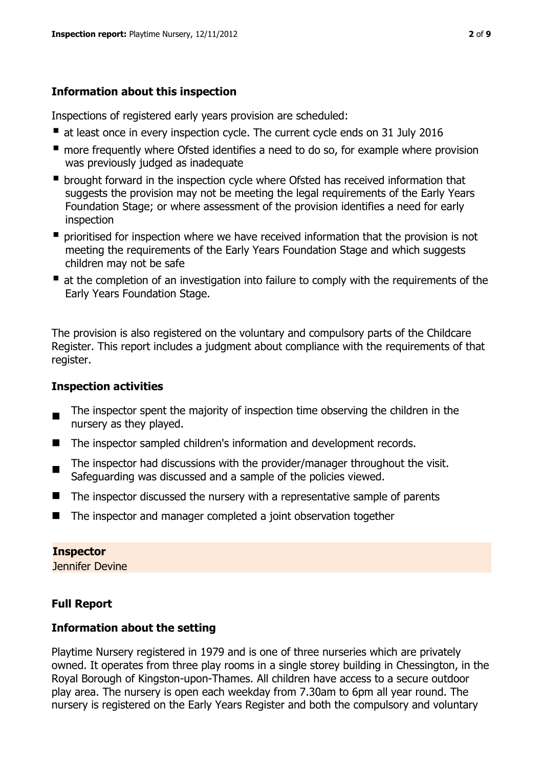### Information about this inspection

Inspections of registered early years provision are scheduled:

- at least once in every inspection cycle. The current cycle ends on 31 July 2016
- more frequently where Ofsted identifies a need to do so, for example where provision was previously judged as inadequate
- brought forward in the inspection cycle where Ofsted has received information that suggests the provision may not be meeting the legal requirements of the Early Years Foundation Stage; or where assessment of the provision identifies a need for early inspection
- prioritised for inspection where we have received information that the provision is not meeting the requirements of the Early Years Foundation Stage and which suggests children may not be safe
- at the completion of an investigation into failure to comply with the requirements of the Early Years Foundation Stage.

The provision is also registered on the voluntary and compulsory parts of the Childcare Register. This report includes a judgment about compliance with the requirements of that register.

### Inspection activities

- The inspector spent the majority of inspection time observing the children in the nursery as they played.
- The inspector sampled children's information and development records.
- The inspector had discussions with the provider/manager throughout the visit. Safeguarding was discussed and a sample of the policies viewed.
- The inspector discussed the nursery with a representative sample of parents
- The inspector and manager completed a joint observation together

**Inspector**
Jennifer Devine

### Full Report

### Information about the setting

Playtime Nursery registered in 1979 and is one of three nurseries which are privately owned. It operates from three play rooms in a single storey building in Chessington, in the Royal Borough of Kingston-upon-Thames. All children have access to a secure outdoor play area. The nursery is open each weekday from 7.30am to 6pm all year round. The nursery is registered on the Early Years Register and both the compulsory and voluntary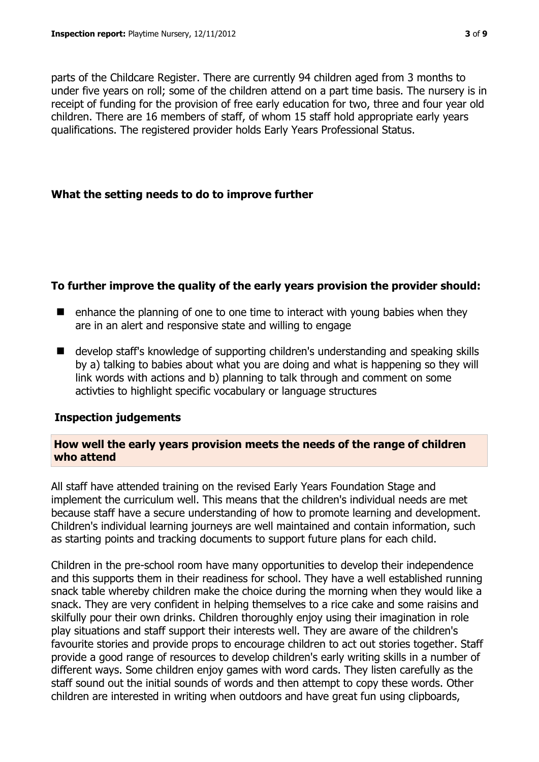parts of the Childcare Register. There are currently 94 children aged from 3 months to under five years on roll; some of the children attend on a part time basis. The nursery is in receipt of funding for the provision of free early education for two, three and four year old children. There are 16 members of staff, of whom 15 staff hold appropriate early years qualifications. The registered provider holds Early Years Professional Status.

## What the setting needs to do to improve further

### To further improve the quality of the early years provision the provider should:

- enhance the planning of one to one time to interact with young babies when they are in an alert and responsive state and willing to engage
- develop staff's knowledge of supporting children's understanding and speaking skills by a) talking to babies about what you are doing and what is happening so they will link words with actions and b) planning to talk through and comment on some activties to highlight specific vocabulary or language structures

## Inspection judgements

### How well the early years provision meets the needs of the range of children who attend

All staff have attended training on the revised Early Years Foundation Stage and implement the curriculum well. This means that the children's individual needs are met because staff have a secure understanding of how to promote learning and development. Children's individual learning journeys are well maintained and contain information, such as starting points and tracking documents to support future plans for each child.

Children in the pre-school room have many opportunities to develop their independence and this supports them in their readiness for school. They have a well established running snack table whereby children make the choice during the morning when they would like a snack. They are very confident in helping themselves to a rice cake and some raisins and skilfully pour their own drinks. Children thoroughly enjoy using their imagination in role play situations and staff support their interests well. They are aware of the children's favourite stories and provide props to encourage children to act out stories together. Staff provide a good range of resources to develop children's early writing skills in a number of different ways. Some children enjoy games with word cards. They listen carefully as the staff sound out the initial sounds of words and then attempt to copy these words. Other children are interested in writing when outdoors and have great fun using clipboards,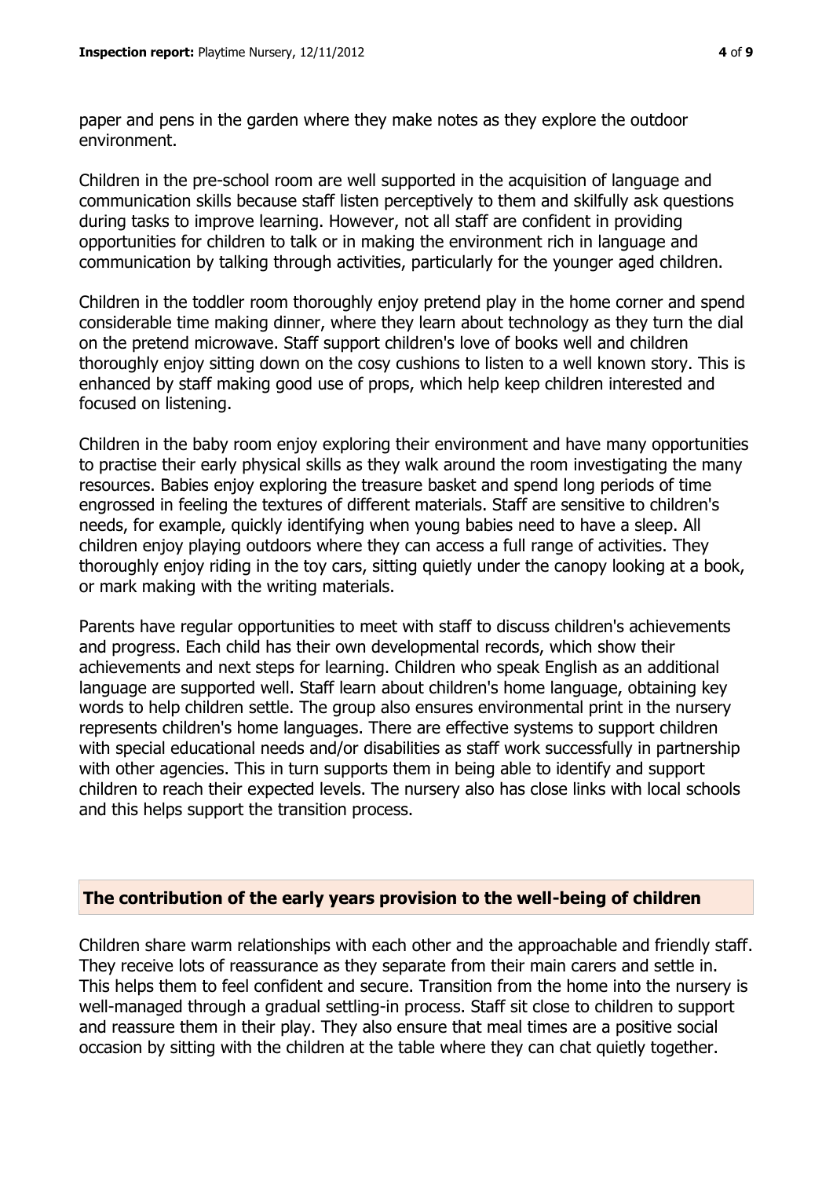paper and pens in the garden where they make notes as they explore the outdoor environment.

Children in the pre-school room are well supported in the acquisition of language and communication skills because staff listen perceptively to them and skilfully ask questions during tasks to improve learning. However, not all staff are confident in providing opportunities for children to talk or in making the environment rich in language and communication by talking through activities, particularly for the younger aged children.

Children in the toddler room thoroughly enjoy pretend play in the home corner and spend considerable time making dinner, where they learn about technology as they turn the dial on the pretend microwave. Staff support children's love of books well and children thoroughly enjoy sitting down on the cosy cushions to listen to a well known story. This is enhanced by staff making good use of props, which help keep children interested and focused on listening.

Children in the baby room enjoy exploring their environment and have many opportunities to practise their early physical skills as they walk around the room investigating the many resources. Babies enjoy exploring the treasure basket and spend long periods of time engrossed in feeling the textures of different materials. Staff are sensitive to children's needs, for example, quickly identifying when young babies need to have a sleep. All children enjoy playing outdoors where they can access a full range of activities. They thoroughly enjoy riding in the toy cars, sitting quietly under the canopy looking at a book, or mark making with the writing materials.

Parents have regular opportunities to meet with staff to discuss children's achievements and progress. Each child has their own developmental records, which show their achievements and next steps for learning. Children who speak English as an additional language are supported well. Staff learn about children's home language, obtaining key words to help children settle. The group also ensures environmental print in the nursery represents children's home languages. There are effective systems to support children with special educational needs and/or disabilities as staff work successfully in partnership with other agencies. This in turn supports them in being able to identify and support children to reach their expected levels. The nursery also has close links with local schools and this helps support the transition process.

## The contribution of the early years provision to the well-being of children

Children share warm relationships with each other and the approachable and friendly staff. They receive lots of reassurance as they separate from their main carers and settle in. This helps them to feel confident and secure. Transition from the home into the nursery is well-managed through a gradual settling-in process. Staff sit close to children to support and reassure them in their play. They also ensure that meal times are a positive social occasion by sitting with the children at the table where they can chat quietly together.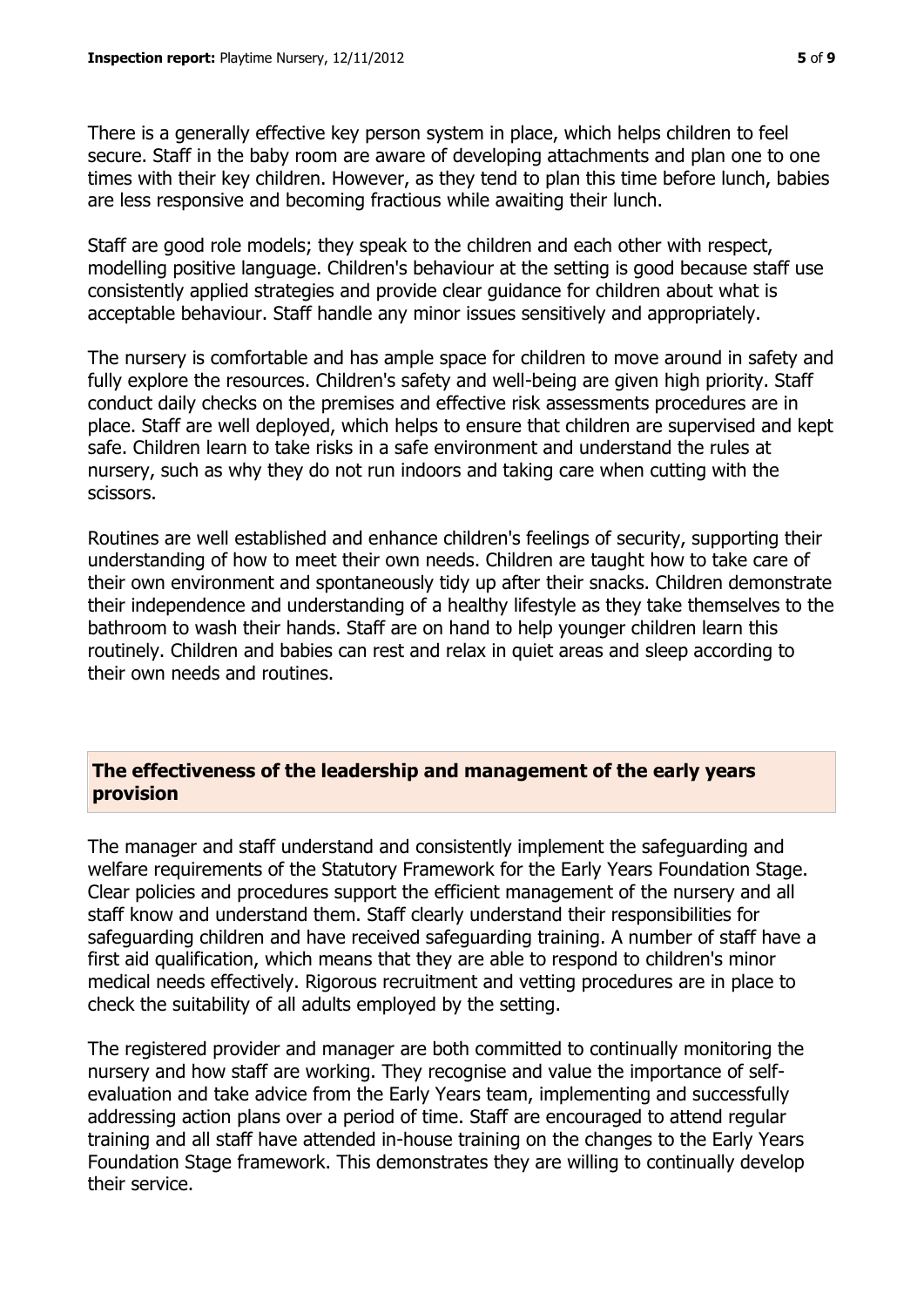There is a generally effective key person system in place, which helps children to feel secure. Staff in the baby room are aware of developing attachments and plan one to one times with their key children. However, as they tend to plan this time before lunch, babies are less responsive and becoming fractious while awaiting their lunch.

Staff are good role models; they speak to the children and each other with respect, modelling positive language. Children's behaviour at the setting is good because staff use consistently applied strategies and provide clear guidance for children about what is acceptable behaviour. Staff handle any minor issues sensitively and appropriately.

The nursery is comfortable and has ample space for children to move around in safety and fully explore the resources. Children's safety and well-being are given high priority. Staff conduct daily checks on the premises and effective risk assessments procedures are in place. Staff are well deployed, which helps to ensure that children are supervised and kept safe. Children learn to take risks in a safe environment and understand the rules at nursery, such as why they do not run indoors and taking care when cutting with the scissors.

Routines are well established and enhance children's feelings of security, supporting their understanding of how to meet their own needs. Children are taught how to take care of their own environment and spontaneously tidy up after their snacks. Children demonstrate their independence and understanding of a healthy lifestyle as they take themselves to the bathroom to wash their hands. Staff are on hand to help younger children learn this routinely. Children and babies can rest and relax in quiet areas and sleep according to their own needs and routines.

## The effectiveness of the leadership and management of the early years provision

The manager and staff understand and consistently implement the safeguarding and welfare requirements of the Statutory Framework for the Early Years Foundation Stage. Clear policies and procedures support the efficient management of the nursery and all staff know and understand them. Staff clearly understand their responsibilities for safeguarding children and have received safeguarding training. A number of staff have a first aid qualification, which means that they are able to respond to children's minor medical needs effectively. Rigorous recruitment and vetting procedures are in place to check the suitability of all adults employed by the setting.

The registered provider and manager are both committed to continually monitoring the nursery and how staff are working. They recognise and value the importance of self-evaluation and take advice from the Early Years team, implementing and successfully addressing action plans over a period of time. Staff are encouraged to attend regular training and all staff have attended in-house training on the changes to the Early Years Foundation Stage framework. This demonstrates they are willing to continually develop their service.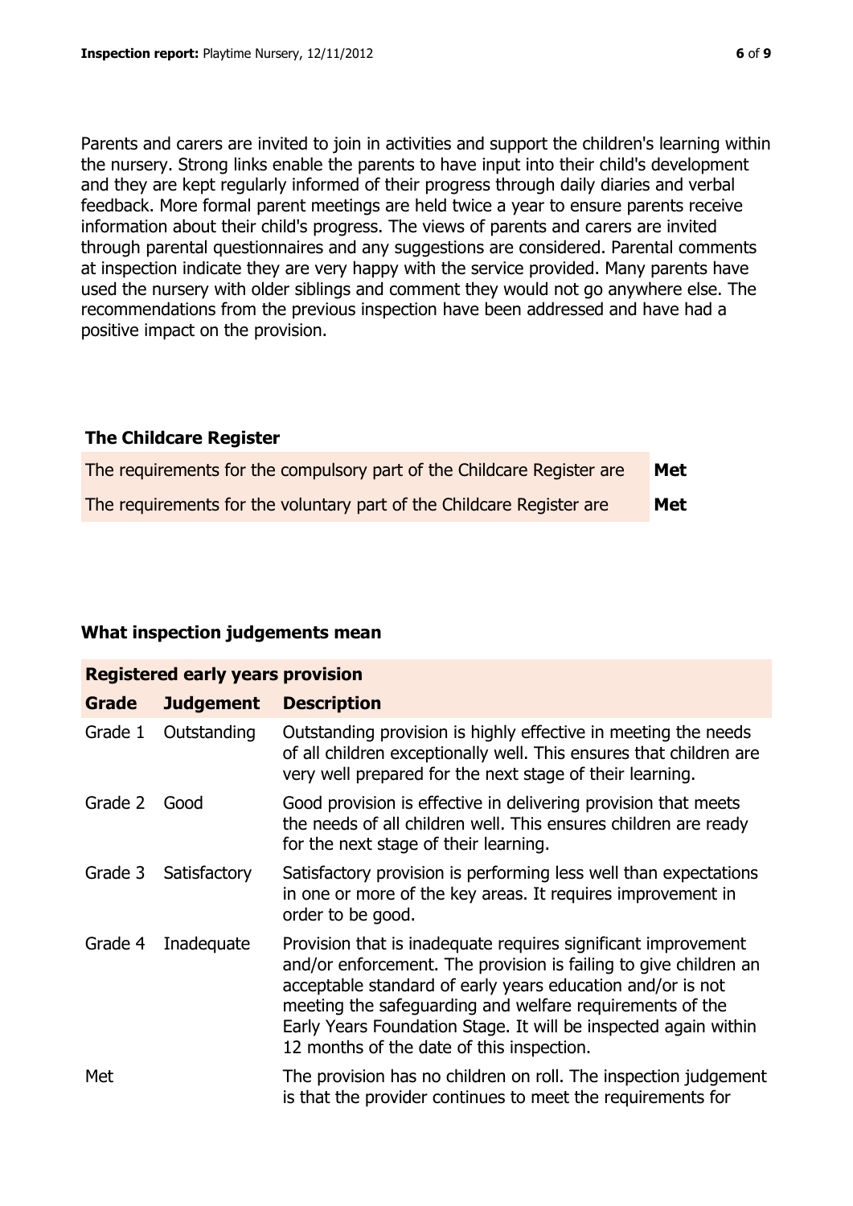Parents and carers are invited to join in activities and support the children's learning within the nursery. Strong links enable the parents to have input into their child's development and they are kept regularly informed of their progress through daily diaries and verbal feedback. More formal parent meetings are held twice a year to ensure parents receive information about their child's progress. The views of parents and carers are invited through parental questionnaires and any suggestions are considered. Parental comments at inspection indicate they are very happy with the service provided. Many parents have used the nursery with older siblings and comment they would not go anywhere else. The recommendations from the previous inspection have been addressed and have had a positive impact on the provision.

### The Childcare Register

| | |
|---|---|
| The requirements for the compulsory part of the Childcare Register are | **Met** |
| The requirements for the voluntary part of the Childcare Register are | **Met** |

### What inspection judgements mean

| **Registered early years provision** | | |
|---|---|---|
| **Grade** | **Judgement** | **Description** |
| Grade 1 | Outstanding | Outstanding provision is highly effective in meeting the needs of all children exceptionally well. This ensures that children are very well prepared for the next stage of their learning. |
| Grade 2 | Good | Good provision is effective in delivering provision that meets the needs of all children well. This ensures children are ready for the next stage of their learning. |
| Grade 3 | Satisfactory | Satisfactory provision is performing less well than expectations in one or more of the key areas. It requires improvement in order to be good. |
| Grade 4 | Inadequate | Provision that is inadequate requires significant improvement and/or enforcement. The provision is failing to give children an acceptable standard of early years education and/or is not meeting the safeguarding and welfare requirements of the Early Years Foundation Stage. It will be inspected again within 12 months of the date of this inspection. |
| Met | | The provision has no children on roll. The inspection judgement is that the provider continues to meet the requirements for |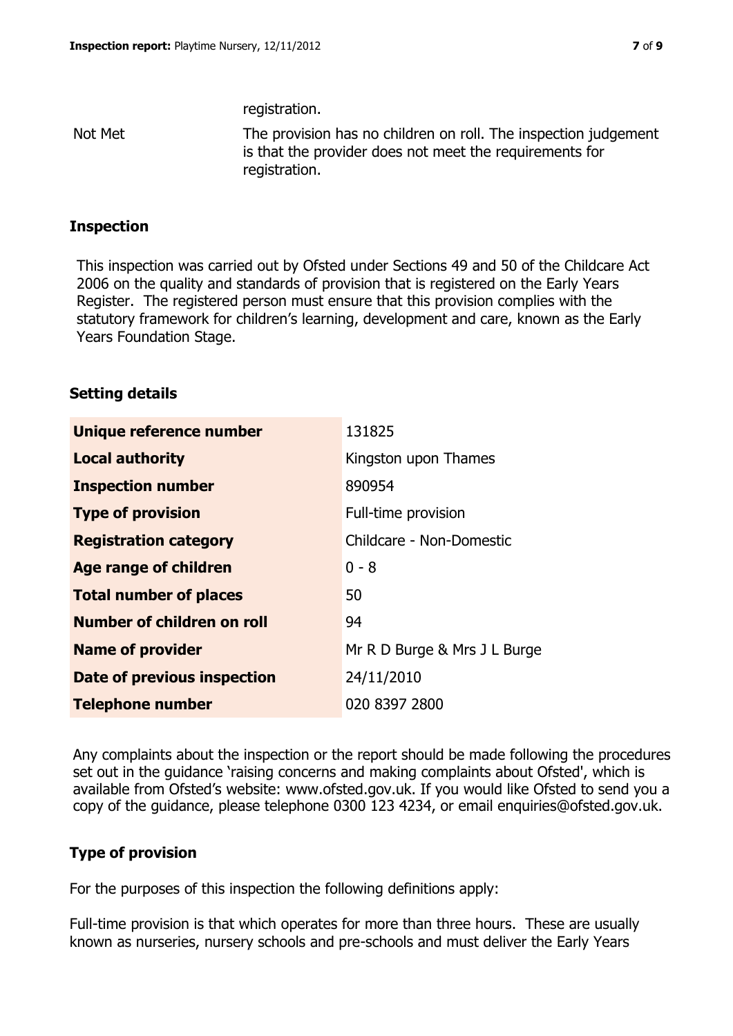registration.

Not Met — The provision has no children on roll. The inspection judgement is that the provider does not meet the requirements for registration.

## Inspection

This inspection was carried out by Ofsted under Sections 49 and 50 of the Childcare Act 2006 on the quality and standards of provision that is registered on the Early Years Register. The registered person must ensure that this provision complies with the statutory framework for children's learning, development and care, known as the Early Years Foundation Stage.

## Setting details

| | |
|---|---|
| **Unique reference number** | 131825 |
| **Local authority** | Kingston upon Thames |
| **Inspection number** | 890954 |
| **Type of provision** | Full-time provision |
| **Registration category** | Childcare - Non-Domestic |
| **Age range of children** | 0 - 8 |
| **Total number of places** | 50 |
| **Number of children on roll** | 94 |
| **Name of provider** | Mr R D Burge & Mrs J L Burge |
| **Date of previous inspection** | 24/11/2010 |
| **Telephone number** | 020 8397 2800 |

Any complaints about the inspection or the report should be made following the procedures set out in the guidance 'raising concerns and making complaints about Ofsted', which is available from Ofsted's website: www.ofsted.gov.uk. If you would like Ofsted to send you a copy of the guidance, please telephone 0300 123 4234, or email enquiries@ofsted.gov.uk.

## Type of provision

For the purposes of this inspection the following definitions apply:

Full-time provision is that which operates for more than three hours. These are usually known as nurseries, nursery schools and pre-schools and must deliver the Early Years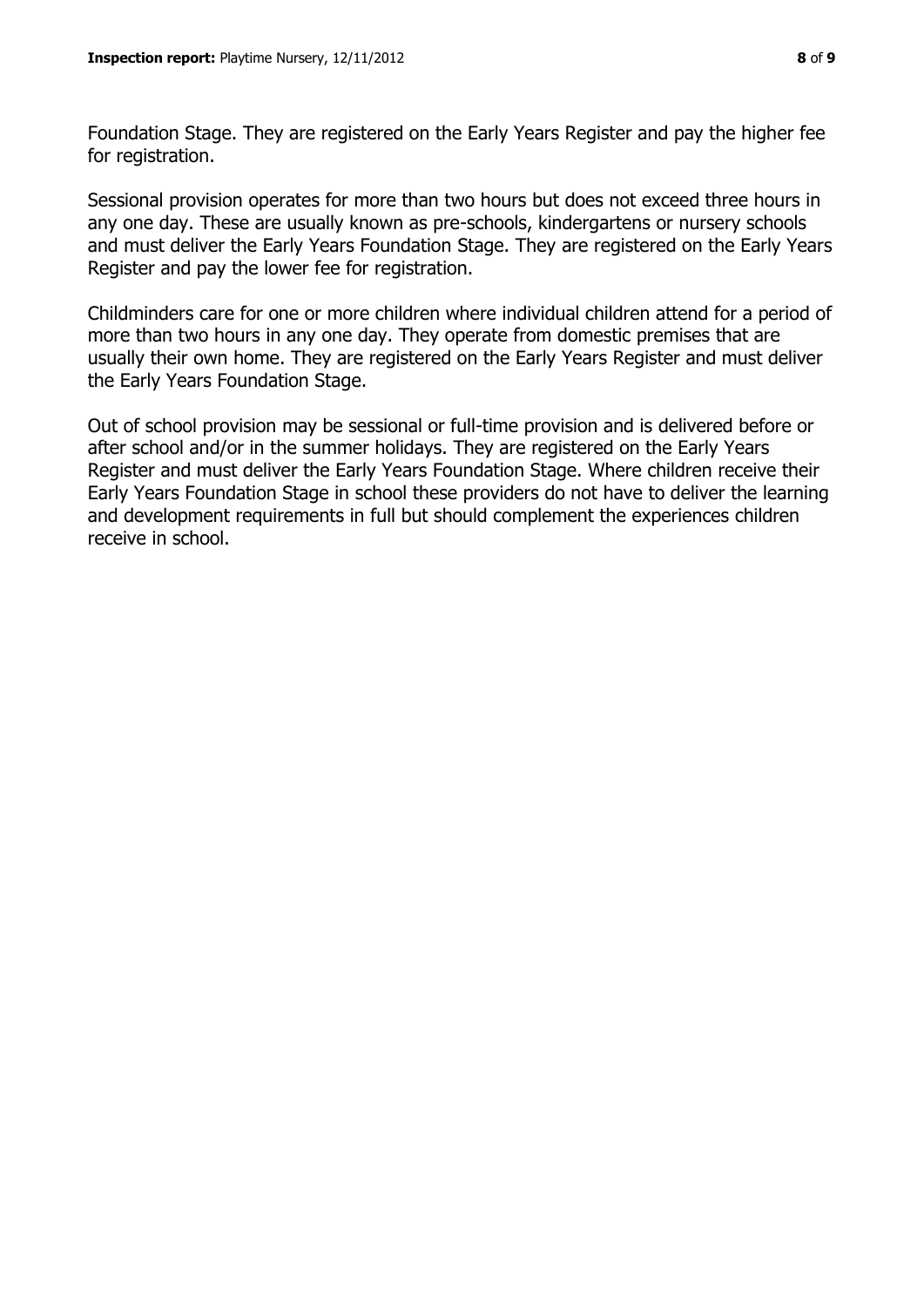Foundation Stage. They are registered on the Early Years Register and pay the higher fee for registration.

Sessional provision operates for more than two hours but does not exceed three hours in any one day. These are usually known as pre-schools, kindergartens or nursery schools and must deliver the Early Years Foundation Stage. They are registered on the Early Years Register and pay the lower fee for registration.

Childminders care for one or more children where individual children attend for a period of more than two hours in any one day. They operate from domestic premises that are usually their own home. They are registered on the Early Years Register and must deliver the Early Years Foundation Stage.

Out of school provision may be sessional or full-time provision and is delivered before or after school and/or in the summer holidays. They are registered on the Early Years Register and must deliver the Early Years Foundation Stage. Where children receive their Early Years Foundation Stage in school these providers do not have to deliver the learning and development requirements in full but should complement the experiences children receive in school.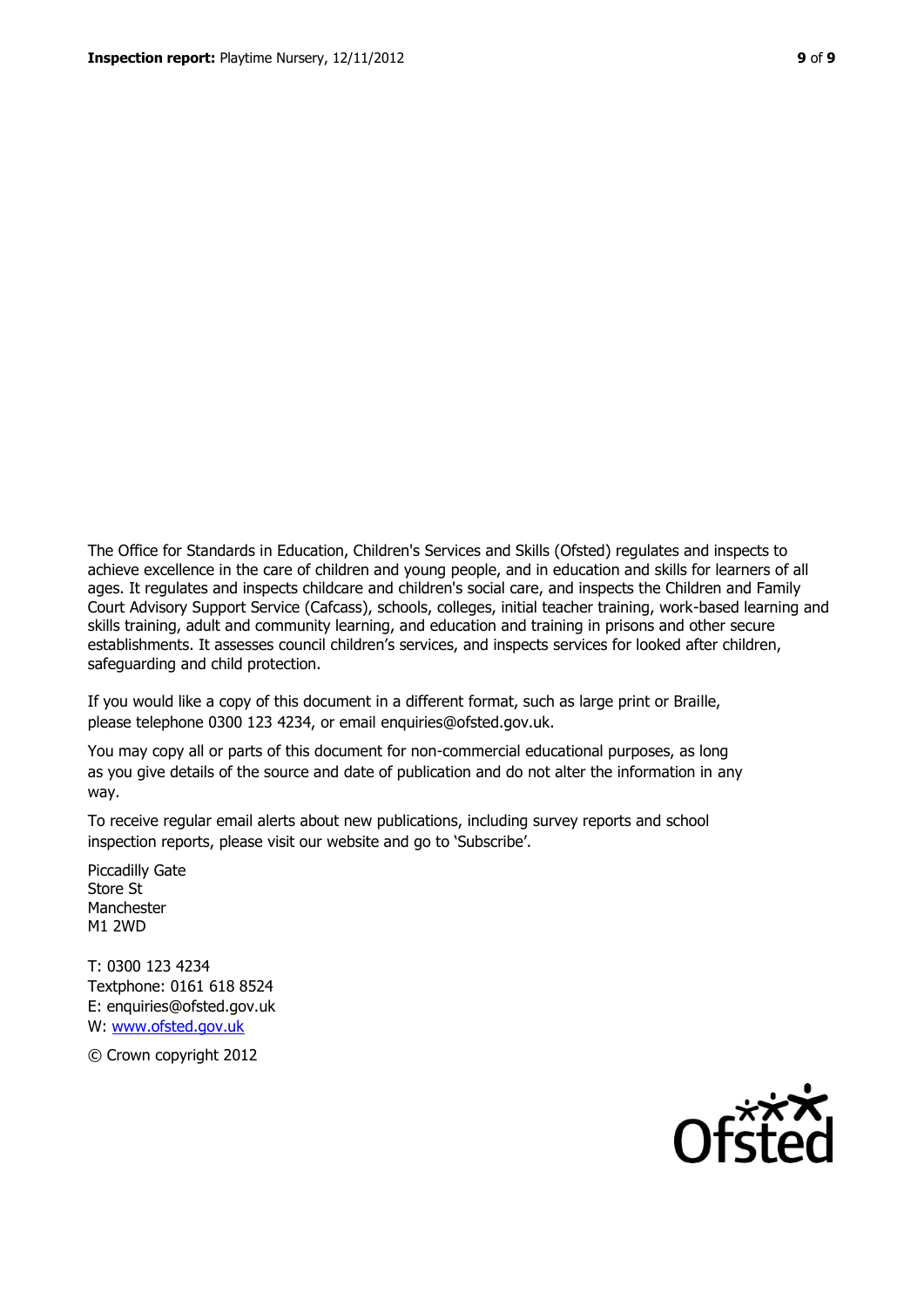The Office for Standards in Education, Children's Services and Skills (Ofsted) regulates and inspects to achieve excellence in the care of children and young people, and in education and skills for learners of all ages. It regulates and inspects childcare and children's social care, and inspects the Children and Family Court Advisory Support Service (Cafcass), schools, colleges, initial teacher training, work-based learning and skills training, adult and community learning, and education and training in prisons and other secure establishments. It assesses council children's services, and inspects services for looked after children, safeguarding and child protection.

If you would like a copy of this document in a different format, such as large print or Braille, please telephone 0300 123 4234, or email enquiries@ofsted.gov.uk.

You may copy all or parts of this document for non-commercial educational purposes, as long as you give details of the source and date of publication and do not alter the information in any way.

To receive regular email alerts about new publications, including survey reports and school inspection reports, please visit our website and go to 'Subscribe'.

Piccadilly Gate
Store St
Manchester
M1 2WD

T: 0300 123 4234
Textphone: 0161 618 8524
E: enquiries@ofsted.gov.uk
W: www.ofsted.gov.uk

© Crown copyright 2012

Ofsted